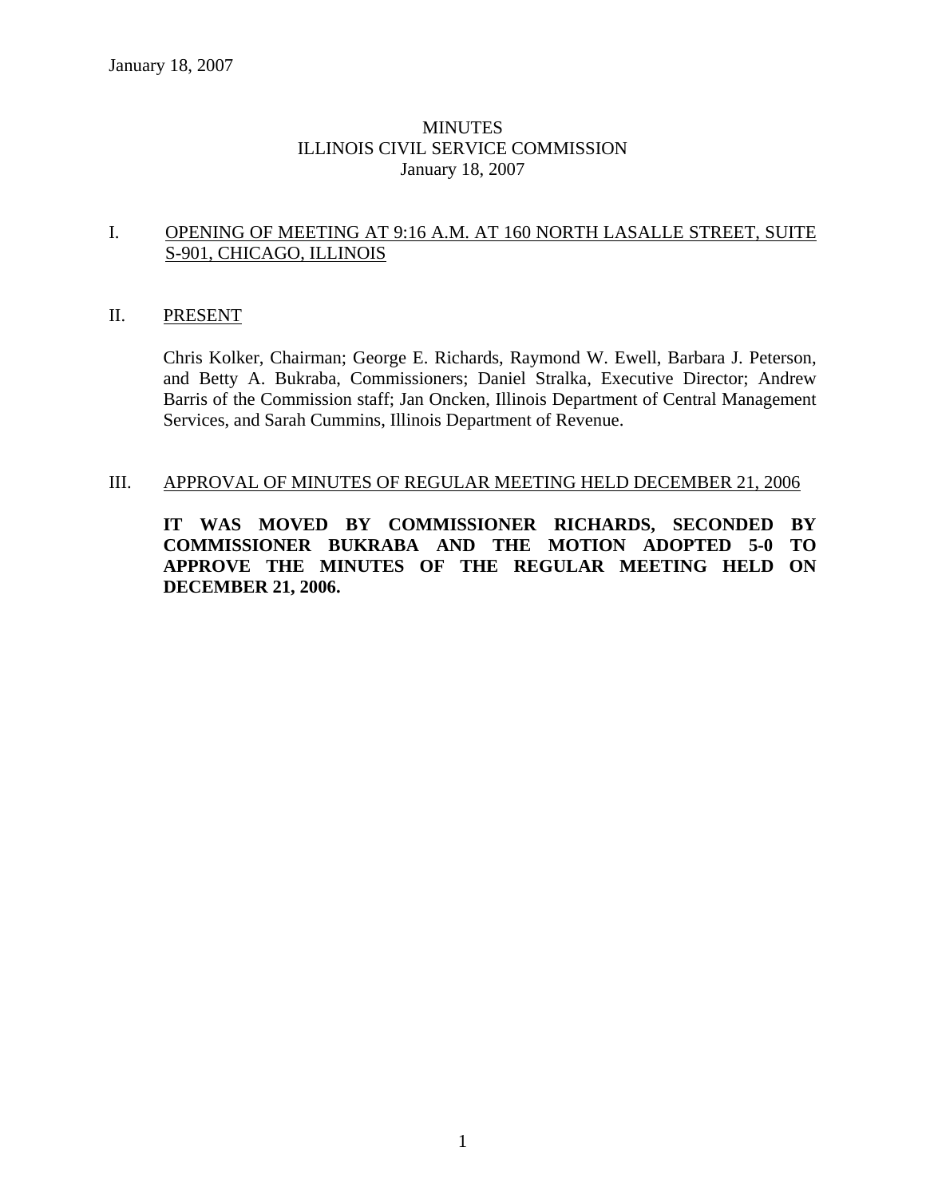# MINUTES
# ILLINOIS CIVIL SERVICE COMMISSION
# January 18, 2007

## I. OPENING OF MEETING AT 9:16 A.M. AT 160 NORTH LASALLE STREET, SUITE S-901, CHICAGO, ILLINOIS

## II. PRESENT

Chris Kolker, Chairman; George E. Richards, Raymond W. Ewell, Barbara J. Peterson, and Betty A. Bukraba, Commissioners; Daniel Stralka, Executive Director; Andrew Barris of the Commission staff; Jan Oncken, Illinois Department of Central Management Services, and Sarah Cummins, Illinois Department of Revenue.

## III. APPROVAL OF MINUTES OF REGULAR MEETING HELD DECEMBER 21, 2006

**IT WAS MOVED BY COMMISSIONER RICHARDS, SECONDED BY COMMISSIONER BUKRABA AND THE MOTION ADOPTED 5-0 TO APPROVE THE MINUTES OF THE REGULAR MEETING HELD ON DECEMBER 21, 2006.**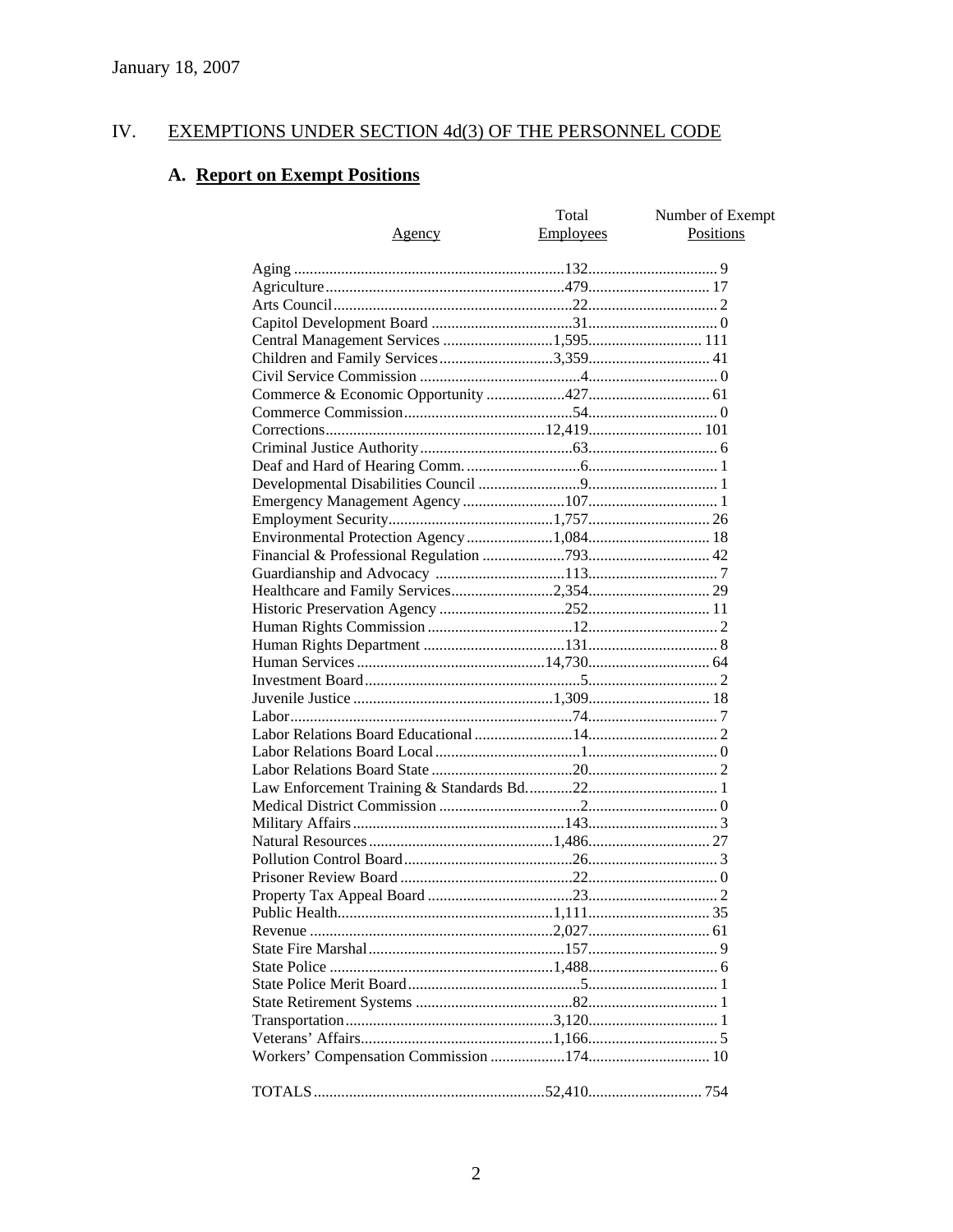January 18, 2007

## IV. EXEMPTIONS UNDER SECTION 4d(3) OF THE PERSONNEL CODE

### A. Report on Exempt Positions

| Agency | Total Employees | Number of Exempt Positions |
|---|---|---|
| Aging | 132 | 9 |
| Agriculture | 479 | 17 |
| Arts Council | 22 | 2 |
| Capitol Development Board | 31 | 0 |
| Central Management Services | 1,595 | 111 |
| Children and Family Services | 3,359 | 41 |
| Civil Service Commission | 4 | 0 |
| Commerce & Economic Opportunity | 427 | 61 |
| Commerce Commission | 54 | 0 |
| Corrections | 12,419 | 101 |
| Criminal Justice Authority | 63 | 6 |
| Deaf and Hard of Hearing Comm. | 6 | 1 |
| Developmental Disabilities Council | 9 | 1 |
| Emergency Management Agency | 107 | 1 |
| Employment Security | 1,757 | 26 |
| Environmental Protection Agency | 1,084 | 18 |
| Financial & Professional Regulation | 793 | 42 |
| Guardianship and Advocacy | 113 | 7 |
| Healthcare and Family Services | 2,354 | 29 |
| Historic Preservation Agency | 252 | 11 |
| Human Rights Commission | 12 | 2 |
| Human Rights Department | 131 | 8 |
| Human Services | 14,730 | 64 |
| Investment Board | 5 | 2 |
| Juvenile Justice | 1,309 | 18 |
| Labor | 74 | 7 |
| Labor Relations Board Educational | 14 | 2 |
| Labor Relations Board Local | 1 | 0 |
| Labor Relations Board State | 20 | 2 |
| Law Enforcement Training & Standards Bd. | 22 | 1 |
| Medical District Commission | 2 | 0 |
| Military Affairs | 143 | 3 |
| Natural Resources | 1,486 | 27 |
| Pollution Control Board | 26 | 3 |
| Prisoner Review Board | 22 | 0 |
| Property Tax Appeal Board | 23 | 2 |
| Public Health | 1,111 | 35 |
| Revenue | 2,027 | 61 |
| State Fire Marshal | 157 | 9 |
| State Police | 1,488 | 6 |
| State Police Merit Board | 5 | 1 |
| State Retirement Systems | 82 | 1 |
| Transportation | 3,120 | 1 |
| Veterans' Affairs | 1,166 | 5 |
| Workers' Compensation Commission | 174 | 10 |
| TOTALS | 52,410 | 754 |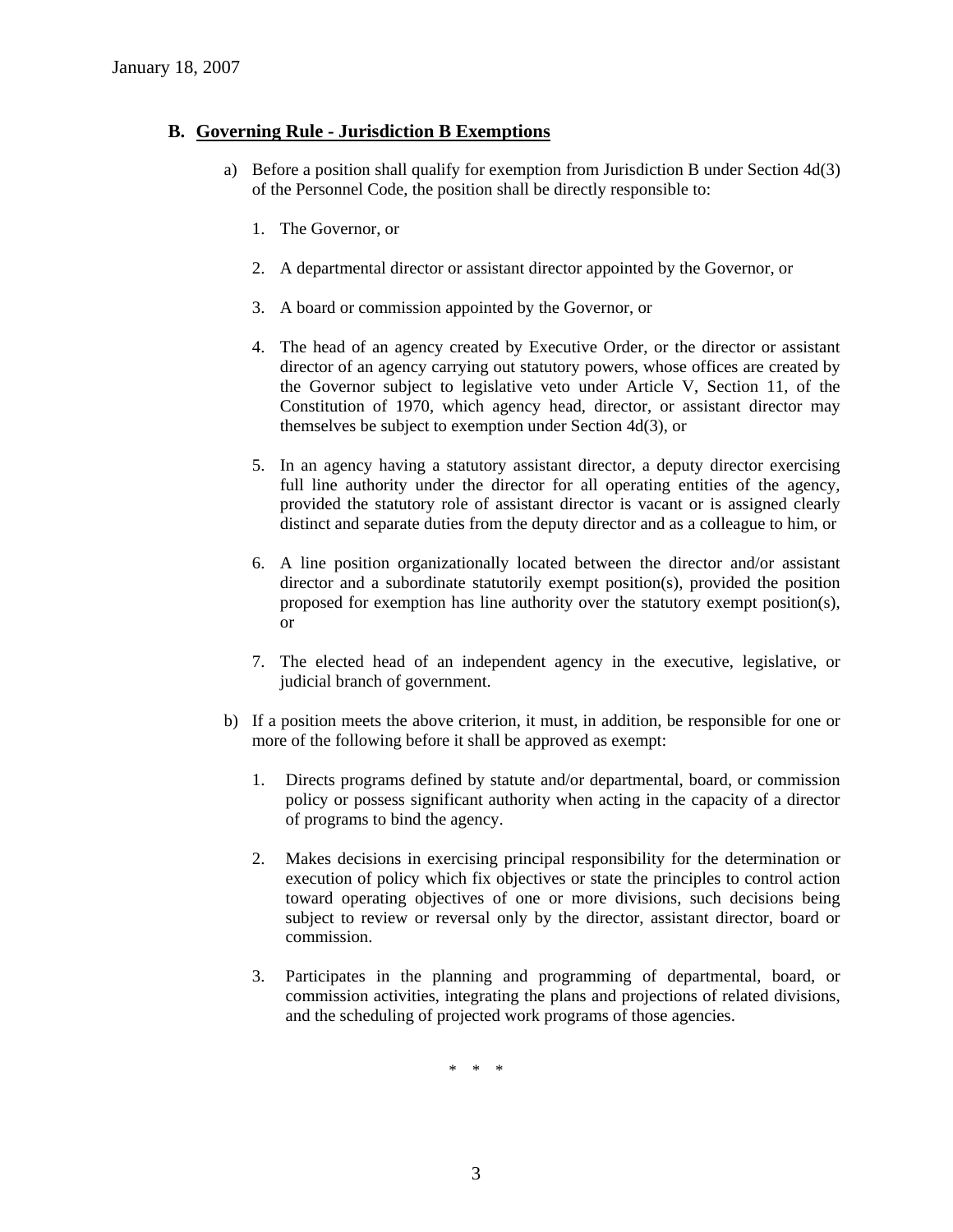### B. Governing Rule - Jurisdiction B Exemptions

a) Before a position shall qualify for exemption from Jurisdiction B under Section 4d(3) of the Personnel Code, the position shall be directly responsible to:

1. The Governor, or

2. A departmental director or assistant director appointed by the Governor, or

3. A board or commission appointed by the Governor, or

4. The head of an agency created by Executive Order, or the director or assistant director of an agency carrying out statutory powers, whose offices are created by the Governor subject to legislative veto under Article V, Section 11, of the Constitution of 1970, which agency head, director, or assistant director may themselves be subject to exemption under Section 4d(3), or

5. In an agency having a statutory assistant director, a deputy director exercising full line authority under the director for all operating entities of the agency, provided the statutory role of assistant director is vacant or is assigned clearly distinct and separate duties from the deputy director and as a colleague to him, or

6. A line position organizationally located between the director and/or assistant director and a subordinate statutorily exempt position(s), provided the position proposed for exemption has line authority over the statutory exempt position(s), or

7. The elected head of an independent agency in the executive, legislative, or judicial branch of government.

b) If a position meets the above criterion, it must, in addition, be responsible for one or more of the following before it shall be approved as exempt:

1. Directs programs defined by statute and/or departmental, board, or commission policy or possess significant authority when acting in the capacity of a director of programs to bind the agency.

2. Makes decisions in exercising principal responsibility for the determination or execution of policy which fix objectives or state the principles to control action toward operating objectives of one or more divisions, such decisions being subject to review or reversal only by the director, assistant director, board or commission.

3. Participates in the planning and programming of departmental, board, or commission activities, integrating the plans and projections of related divisions, and the scheduling of projected work programs of those agencies.

\* \* \*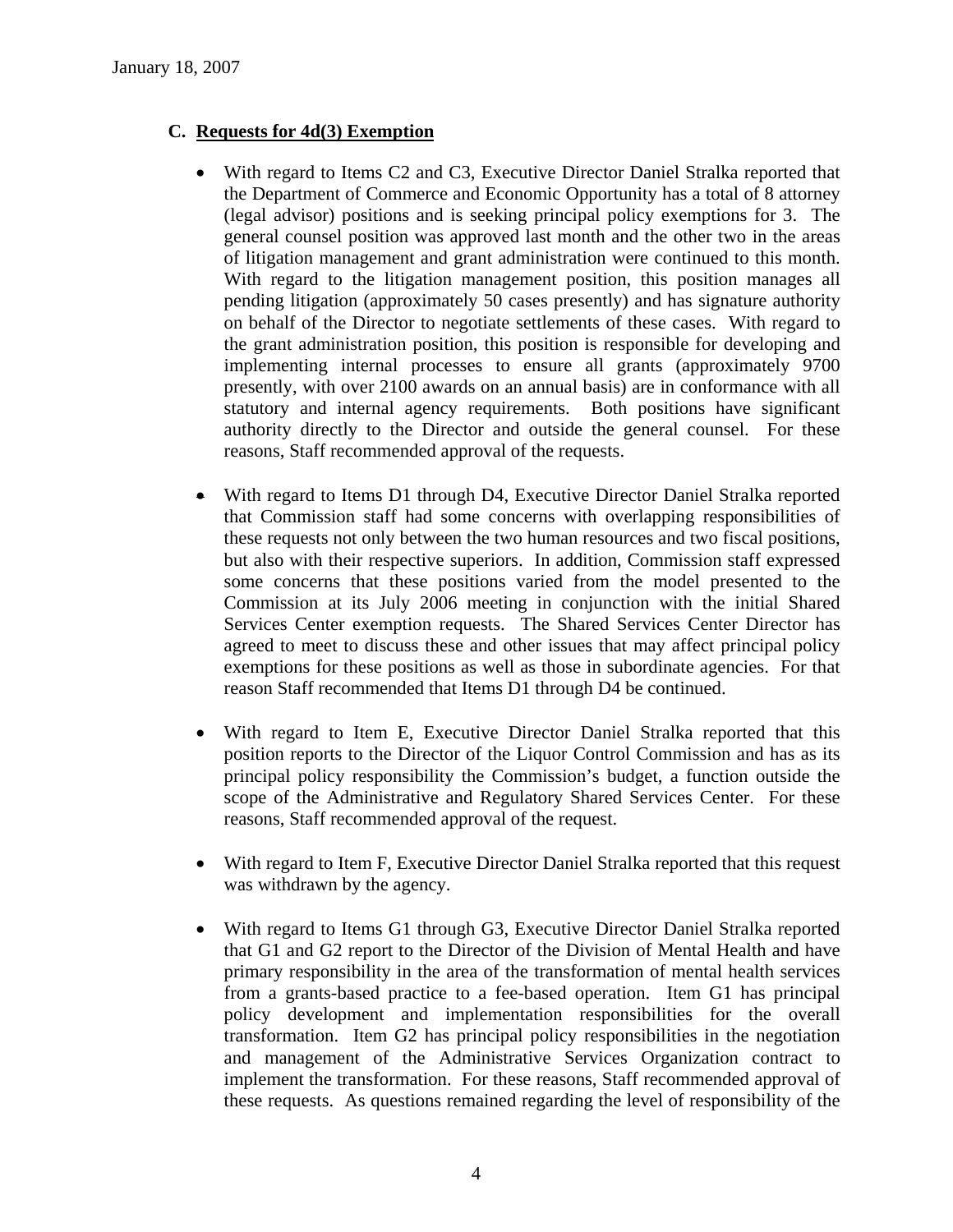January 18, 2007

### C. Requests for 4d(3) Exemption

- With regard to Items C2 and C3, Executive Director Daniel Stralka reported that the Department of Commerce and Economic Opportunity has a total of 8 attorney (legal advisor) positions and is seeking principal policy exemptions for 3. The general counsel position was approved last month and the other two in the areas of litigation management and grant administration were continued to this month. With regard to the litigation management position, this position manages all pending litigation (approximately 50 cases presently) and has signature authority on behalf of the Director to negotiate settlements of these cases. With regard to the grant administration position, this position is responsible for developing and implementing internal processes to ensure all grants (approximately 9700 presently, with over 2100 awards on an annual basis) are in conformance with all statutory and internal agency requirements. Both positions have significant authority directly to the Director and outside the general counsel. For these reasons, Staff recommended approval of the requests.

- With regard to Items D1 through D4, Executive Director Daniel Stralka reported that Commission staff had some concerns with overlapping responsibilities of these requests not only between the two human resources and two fiscal positions, but also with their respective superiors. In addition, Commission staff expressed some concerns that these positions varied from the model presented to the Commission at its July 2006 meeting in conjunction with the initial Shared Services Center exemption requests. The Shared Services Center Director has agreed to meet to discuss these and other issues that may affect principal policy exemptions for these positions as well as those in subordinate agencies. For that reason Staff recommended that Items D1 through D4 be continued.

- With regard to Item E, Executive Director Daniel Stralka reported that this position reports to the Director of the Liquor Control Commission and has as its principal policy responsibility the Commission's budget, a function outside the scope of the Administrative and Regulatory Shared Services Center. For these reasons, Staff recommended approval of the request.

- With regard to Item F, Executive Director Daniel Stralka reported that this request was withdrawn by the agency.

- With regard to Items G1 through G3, Executive Director Daniel Stralka reported that G1 and G2 report to the Director of the Division of Mental Health and have primary responsibility in the area of the transformation of mental health services from a grants-based practice to a fee-based operation. Item G1 has principal policy development and implementation responsibilities for the overall transformation. Item G2 has principal policy responsibilities in the negotiation and management of the Administrative Services Organization contract to implement the transformation. For these reasons, Staff recommended approval of these requests. As questions remained regarding the level of responsibility of the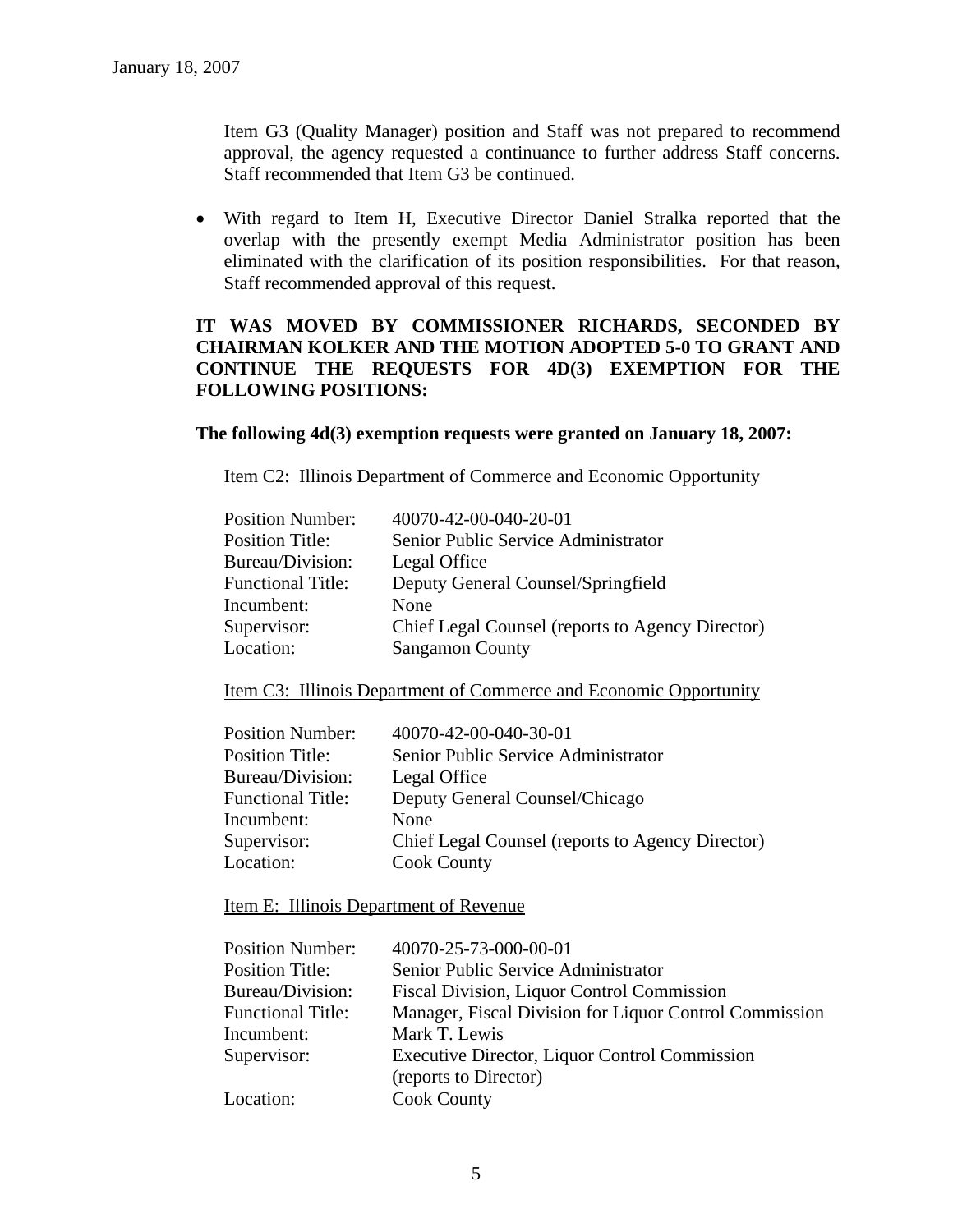Item G3 (Quality Manager) position and Staff was not prepared to recommend approval, the agency requested a continuance to further address Staff concerns. Staff recommended that Item G3 be continued.

- With regard to Item H, Executive Director Daniel Stralka reported that the overlap with the presently exempt Media Administrator position has been eliminated with the clarification of its position responsibilities. For that reason, Staff recommended approval of this request.

**IT WAS MOVED BY COMMISSIONER RICHARDS, SECONDED BY CHAIRMAN KOLKER AND THE MOTION ADOPTED 5-0 TO GRANT AND CONTINUE THE REQUESTS FOR 4D(3) EXEMPTION FOR THE FOLLOWING POSITIONS:**

**The following 4d(3) exemption requests were granted on January 18, 2007:**

Item C2: Illinois Department of Commerce and Economic Opportunity

| | |
|---|---|
| Position Number: | 40070-42-00-040-20-01 |
| Position Title: | Senior Public Service Administrator |
| Bureau/Division: | Legal Office |
| Functional Title: | Deputy General Counsel/Springfield |
| Incumbent: | None |
| Supervisor: | Chief Legal Counsel (reports to Agency Director) |
| Location: | Sangamon County |

Item C3: Illinois Department of Commerce and Economic Opportunity

| | |
|---|---|
| Position Number: | 40070-42-00-040-30-01 |
| Position Title: | Senior Public Service Administrator |
| Bureau/Division: | Legal Office |
| Functional Title: | Deputy General Counsel/Chicago |
| Incumbent: | None |
| Supervisor: | Chief Legal Counsel (reports to Agency Director) |
| Location: | Cook County |

Item E: Illinois Department of Revenue

| | |
|---|---|
| Position Number: | 40070-25-73-000-00-01 |
| Position Title: | Senior Public Service Administrator |
| Bureau/Division: | Fiscal Division, Liquor Control Commission |
| Functional Title: | Manager, Fiscal Division for Liquor Control Commission |
| Incumbent: | Mark T. Lewis |
| Supervisor: | Executive Director, Liquor Control Commission (reports to Director) |
| Location: | Cook County |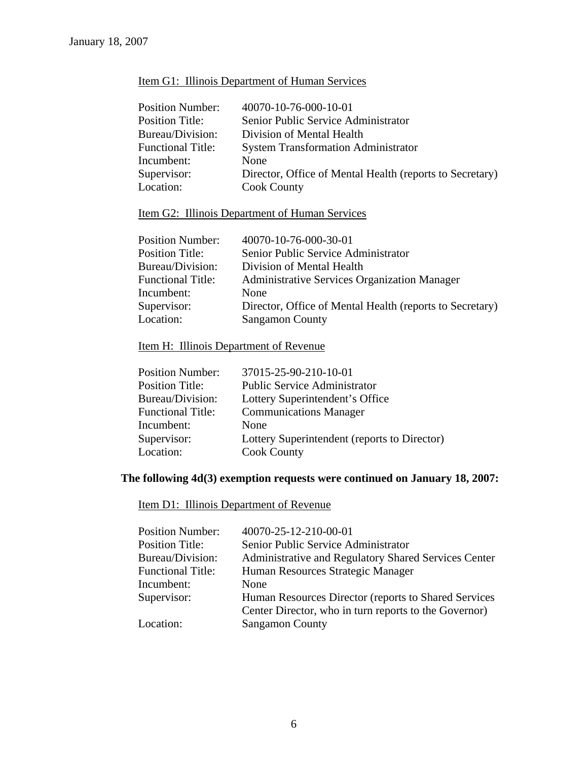January 18, 2007

Item G1: Illinois Department of Human Services

| | |
|---|---|
| Position Number: | 40070-10-76-000-10-01 |
| Position Title: | Senior Public Service Administrator |
| Bureau/Division: | Division of Mental Health |
| Functional Title: | System Transformation Administrator |
| Incumbent: | None |
| Supervisor: | Director, Office of Mental Health (reports to Secretary) |
| Location: | Cook County |

Item G2: Illinois Department of Human Services

| | |
|---|---|
| Position Number: | 40070-10-76-000-30-01 |
| Position Title: | Senior Public Service Administrator |
| Bureau/Division: | Division of Mental Health |
| Functional Title: | Administrative Services Organization Manager |
| Incumbent: | None |
| Supervisor: | Director, Office of Mental Health (reports to Secretary) |
| Location: | Sangamon County |

Item H: Illinois Department of Revenue

| | |
|---|---|
| Position Number: | 37015-25-90-210-10-01 |
| Position Title: | Public Service Administrator |
| Bureau/Division: | Lottery Superintendent's Office |
| Functional Title: | Communications Manager |
| Incumbent: | None |
| Supervisor: | Lottery Superintendent (reports to Director) |
| Location: | Cook County |

**The following 4d(3) exemption requests were continued on January 18, 2007:**

Item D1: Illinois Department of Revenue

| | |
|---|---|
| Position Number: | 40070-25-12-210-00-01 |
| Position Title: | Senior Public Service Administrator |
| Bureau/Division: | Administrative and Regulatory Shared Services Center |
| Functional Title: | Human Resources Strategic Manager |
| Incumbent: | None |
| Supervisor: | Human Resources Director (reports to Shared Services Center Director, who in turn reports to the Governor) |
| Location: | Sangamon County |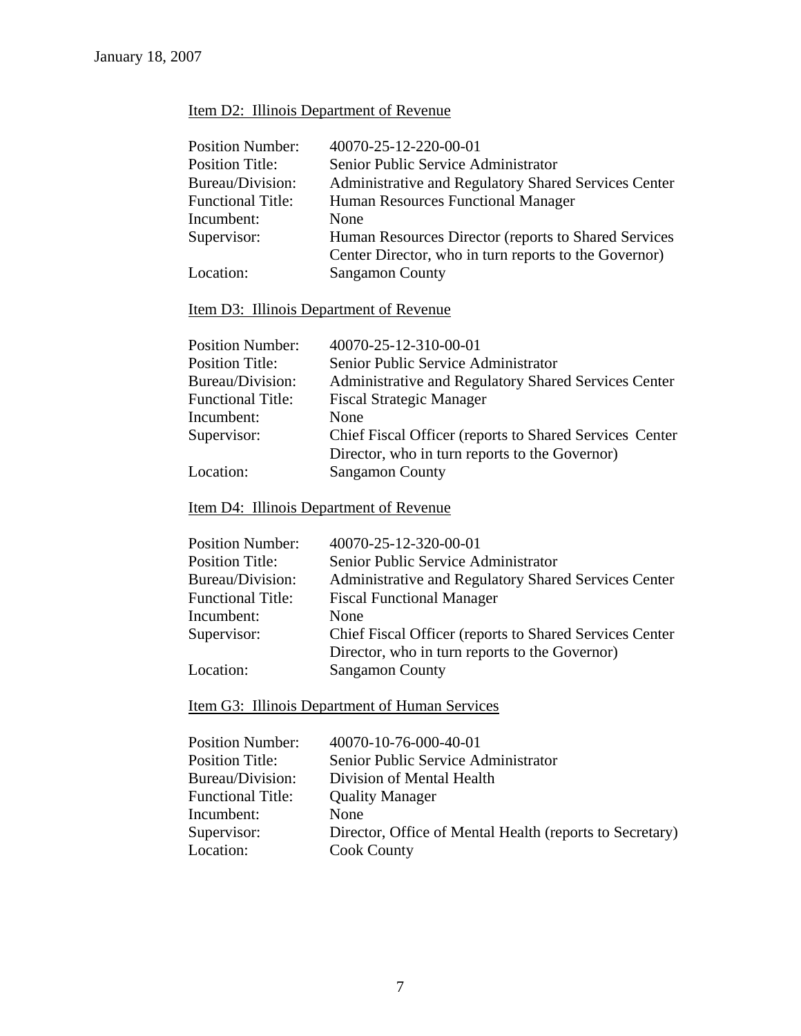January 18, 2007

Item D2: Illinois Department of Revenue

| | |
|---|---|
| Position Number: | 40070-25-12-220-00-01 |
| Position Title: | Senior Public Service Administrator |
| Bureau/Division: | Administrative and Regulatory Shared Services Center |
| Functional Title: | Human Resources Functional Manager |
| Incumbent: | None |
| Supervisor: | Human Resources Director (reports to Shared Services Center Director, who in turn reports to the Governor) |
| Location: | Sangamon County |

Item D3: Illinois Department of Revenue

| | |
|---|---|
| Position Number: | 40070-25-12-310-00-01 |
| Position Title: | Senior Public Service Administrator |
| Bureau/Division: | Administrative and Regulatory Shared Services Center |
| Functional Title: | Fiscal Strategic Manager |
| Incumbent: | None |
| Supervisor: | Chief Fiscal Officer (reports to Shared Services Center Director, who in turn reports to the Governor) |
| Location: | Sangamon County |

Item D4: Illinois Department of Revenue

| | |
|---|---|
| Position Number: | 40070-25-12-320-00-01 |
| Position Title: | Senior Public Service Administrator |
| Bureau/Division: | Administrative and Regulatory Shared Services Center |
| Functional Title: | Fiscal Functional Manager |
| Incumbent: | None |
| Supervisor: | Chief Fiscal Officer (reports to Shared Services Center Director, who in turn reports to the Governor) |
| Location: | Sangamon County |

Item G3: Illinois Department of Human Services

| | |
|---|---|
| Position Number: | 40070-10-76-000-40-01 |
| Position Title: | Senior Public Service Administrator |
| Bureau/Division: | Division of Mental Health |
| Functional Title: | Quality Manager |
| Incumbent: | None |
| Supervisor: | Director, Office of Mental Health (reports to Secretary) |
| Location: | Cook County |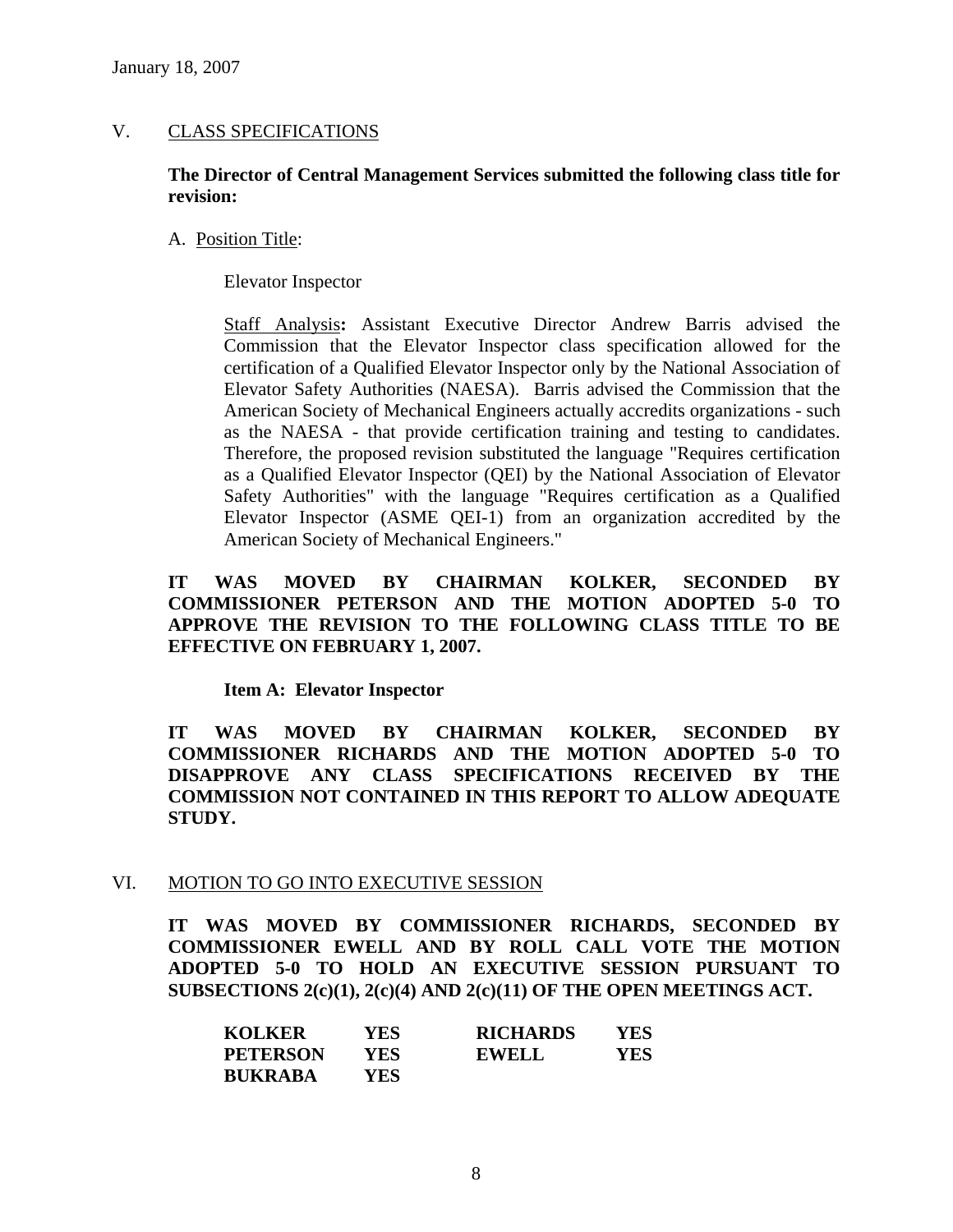January 18, 2007

## V. CLASS SPECIFICATIONS

**The Director of Central Management Services submitted the following class title for revision:**

A. Position Title:

Elevator Inspector

Staff Analysis**:** Assistant Executive Director Andrew Barris advised the Commission that the Elevator Inspector class specification allowed for the certification of a Qualified Elevator Inspector only by the National Association of Elevator Safety Authorities (NAESA). Barris advised the Commission that the American Society of Mechanical Engineers actually accredits organizations - such as the NAESA - that provide certification training and testing to candidates. Therefore, the proposed revision substituted the language "Requires certification as a Qualified Elevator Inspector (QEI) by the National Association of Elevator Safety Authorities" with the language "Requires certification as a Qualified Elevator Inspector (ASME QEI-1) from an organization accredited by the American Society of Mechanical Engineers."

**IT WAS MOVED BY CHAIRMAN KOLKER, SECONDED BY COMMISSIONER PETERSON AND THE MOTION ADOPTED 5-0 TO APPROVE THE REVISION TO THE FOLLOWING CLASS TITLE TO BE EFFECTIVE ON FEBRUARY 1, 2007.**

**Item A: Elevator Inspector**

**IT WAS MOVED BY CHAIRMAN KOLKER, SECONDED BY COMMISSIONER RICHARDS AND THE MOTION ADOPTED 5-0 TO DISAPPROVE ANY CLASS SPECIFICATIONS RECEIVED BY THE COMMISSION NOT CONTAINED IN THIS REPORT TO ALLOW ADEQUATE STUDY.**

## VI. MOTION TO GO INTO EXECUTIVE SESSION

**IT WAS MOVED BY COMMISSIONER RICHARDS, SECONDED BY COMMISSIONER EWELL AND BY ROLL CALL VOTE THE MOTION ADOPTED 5-0 TO HOLD AN EXECUTIVE SESSION PURSUANT TO SUBSECTIONS 2(c)(1), 2(c)(4) AND 2(c)(11) OF THE OPEN MEETINGS ACT.**

| | | | |
|---|---|---|---|
| **KOLKER** | **YES** | **RICHARDS** | **YES** |
| **PETERSON** | **YES** | **EWELL** | **YES** |
| **BUKRABA** | **YES** | | |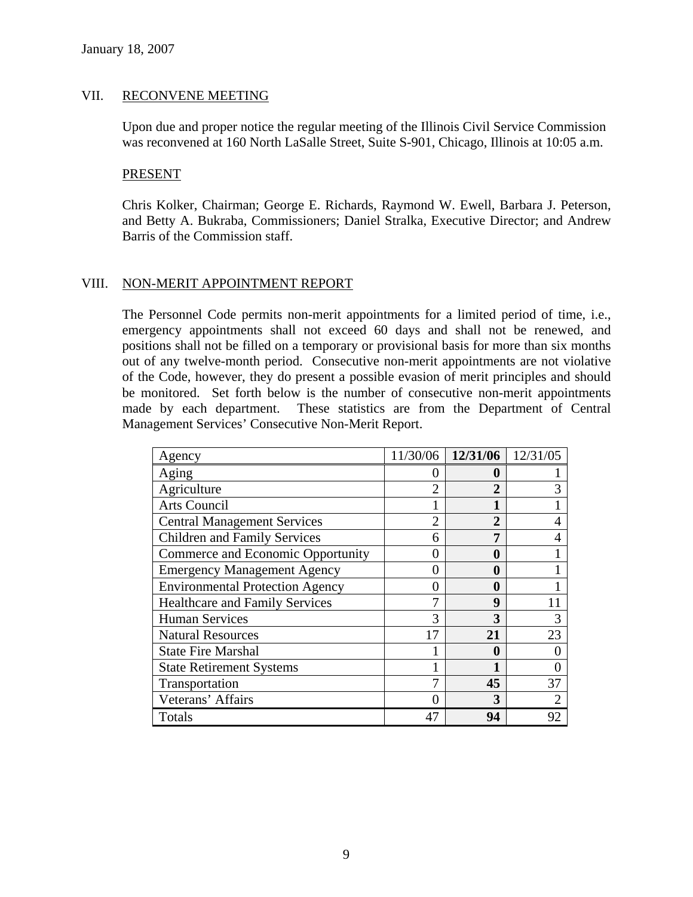January 18, 2007

## VII. RECONVENE MEETING

Upon due and proper notice the regular meeting of the Illinois Civil Service Commission was reconvened at 160 North LaSalle Street, Suite S-901, Chicago, Illinois at 10:05 a.m.

PRESENT

Chris Kolker, Chairman; George E. Richards, Raymond W. Ewell, Barbara J. Peterson, and Betty A. Bukraba, Commissioners; Daniel Stralka, Executive Director; and Andrew Barris of the Commission staff.

## VIII. NON-MERIT APPOINTMENT REPORT

The Personnel Code permits non-merit appointments for a limited period of time, i.e., emergency appointments shall not exceed 60 days and shall not be renewed, and positions shall not be filled on a temporary or provisional basis for more than six months out of any twelve-month period. Consecutive non-merit appointments are not violative of the Code, however, they do present a possible evasion of merit principles and should be monitored. Set forth below is the number of consecutive non-merit appointments made by each department. These statistics are from the Department of Central Management Services' Consecutive Non-Merit Report.

| Agency | 11/30/06 | **12/31/06** | 12/31/05 |
|---|---|---|---|
| Aging | 0 | **0** | 1 |
| Agriculture | 2 | **2** | 3 |
| Arts Council | 1 | **1** | 1 |
| Central Management Services | 2 | **2** | 4 |
| Children and Family Services | 6 | **7** | 4 |
| Commerce and Economic Opportunity | 0 | **0** | 1 |
| Emergency Management Agency | 0 | **0** | 1 |
| Environmental Protection Agency | 0 | **0** | 1 |
| Healthcare and Family Services | 7 | **9** | 11 |
| Human Services | 3 | **3** | 3 |
| Natural Resources | 17 | **21** | 23 |
| State Fire Marshal | 1 | **0** | 0 |
| State Retirement Systems | 1 | **1** | 0 |
| Transportation | 7 | **45** | 37 |
| Veterans' Affairs | 0 | **3** | 2 |
| Totals | 47 | **94** | 92 |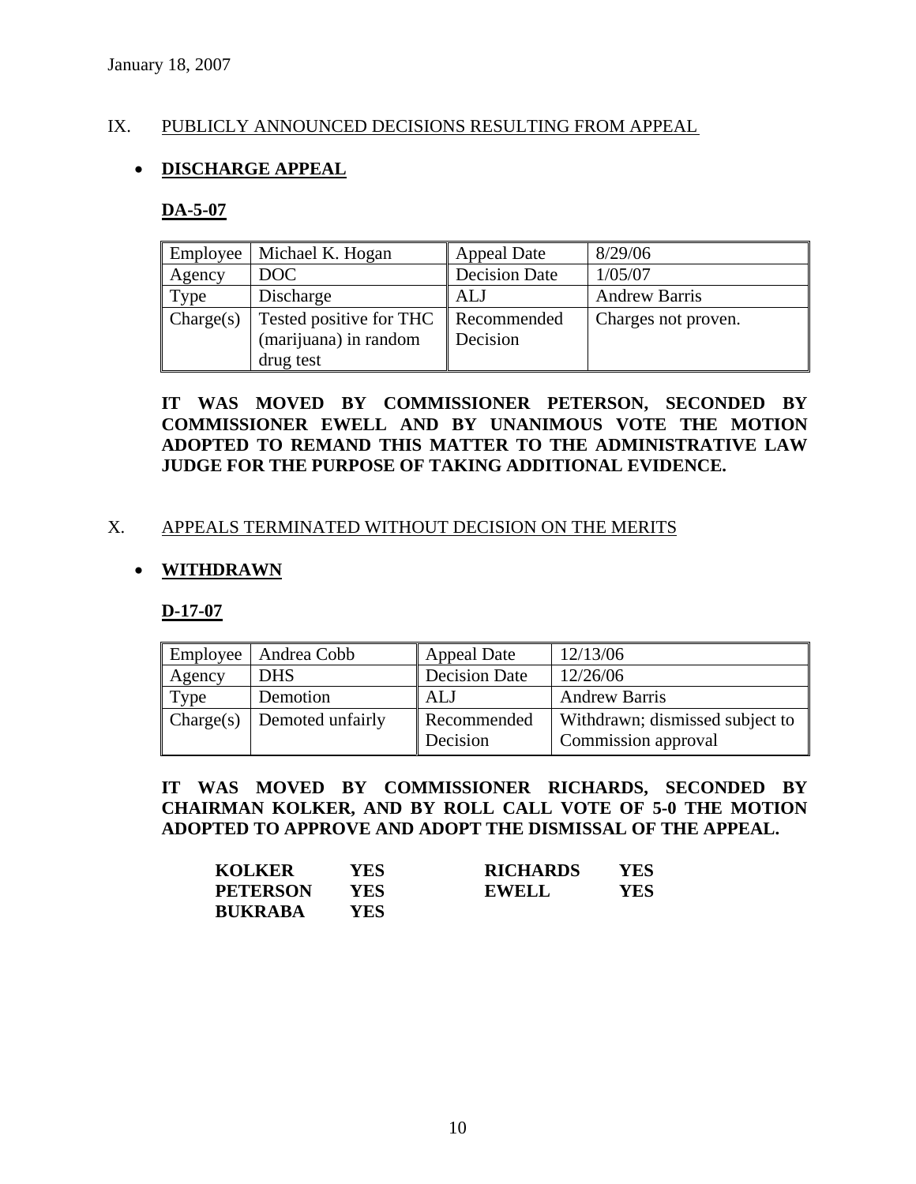January 18, 2007

## IX. PUBLICLY ANNOUNCED DECISIONS RESULTING FROM APPEAL

- **DISCHARGE APPEAL**

### DA-5-07

| Employee | Michael K. Hogan | Appeal Date | 8/29/06 |
|---|---|---|---|
| Agency | DOC | Decision Date | 1/05/07 |
| Type | Discharge | ALJ | Andrew Barris |
| Charge(s) | Tested positive for THC (marijuana) in random drug test | Recommended Decision | Charges not proven. |

**IT WAS MOVED BY COMMISSIONER PETERSON, SECONDED BY COMMISSIONER EWELL AND BY UNANIMOUS VOTE THE MOTION ADOPTED TO REMAND THIS MATTER TO THE ADMINISTRATIVE LAW JUDGE FOR THE PURPOSE OF TAKING ADDITIONAL EVIDENCE.**

## X. APPEALS TERMINATED WITHOUT DECISION ON THE MERITS

- **WITHDRAWN**

### D-17-07

| Employee | Andrea Cobb | Appeal Date | 12/13/06 |
|---|---|---|---|
| Agency | DHS | Decision Date | 12/26/06 |
| Type | Demotion | ALJ | Andrew Barris |
| Charge(s) | Demoted unfairly | Recommended Decision | Withdrawn; dismissed subject to Commission approval |

**IT WAS MOVED BY COMMISSIONER RICHARDS, SECONDED BY CHAIRMAN KOLKER, AND BY ROLL CALL VOTE OF 5-0 THE MOTION ADOPTED TO APPROVE AND ADOPT THE DISMISSAL OF THE APPEAL.**

| | | | |
|---|---|---|---|
| **KOLKER** | **YES** | **RICHARDS** | **YES** |
| **PETERSON** | **YES** | **EWELL** | **YES** |
| **BUKRABA** | **YES** | | |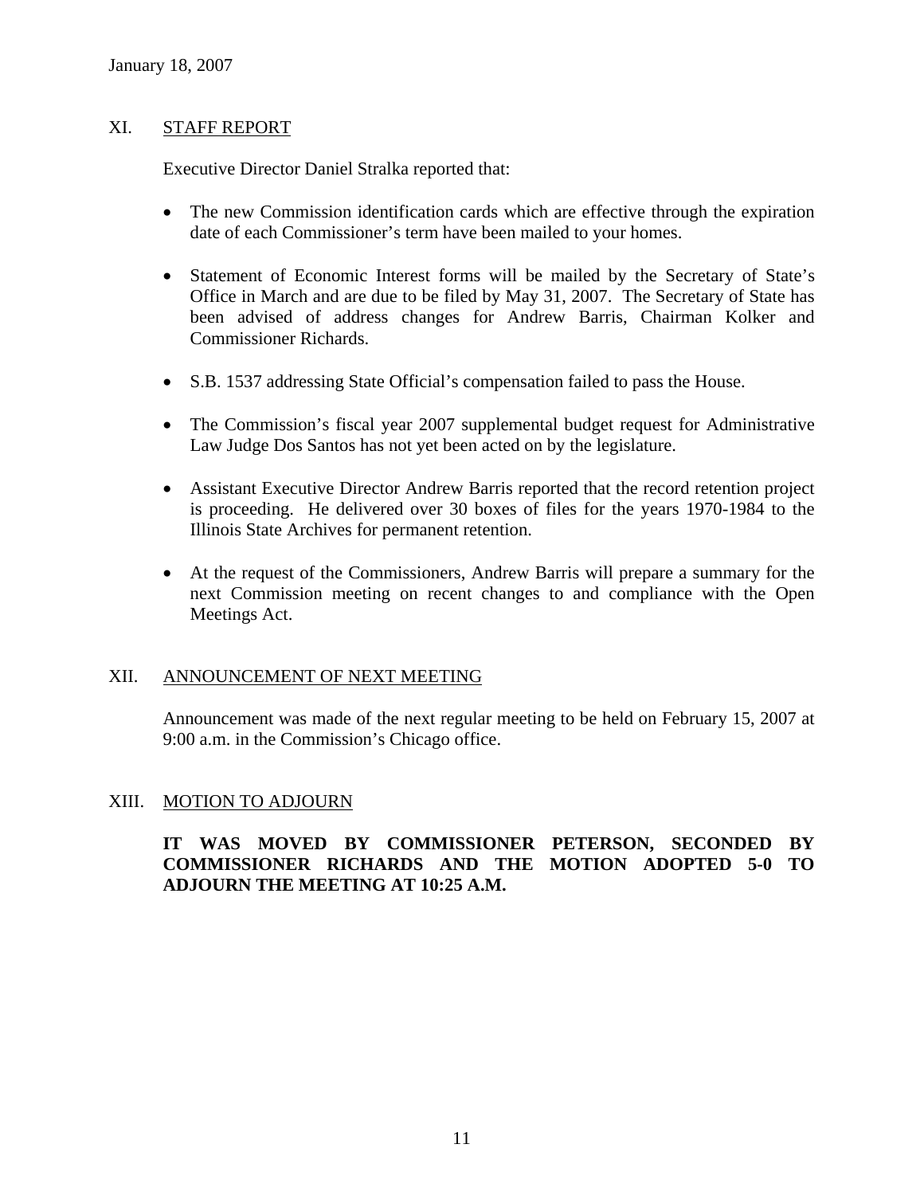January 18, 2007

## XI. STAFF REPORT

Executive Director Daniel Stralka reported that:

- The new Commission identification cards which are effective through the expiration date of each Commissioner's term have been mailed to your homes.
- Statement of Economic Interest forms will be mailed by the Secretary of State's Office in March and are due to be filed by May 31, 2007. The Secretary of State has been advised of address changes for Andrew Barris, Chairman Kolker and Commissioner Richards.
- S.B. 1537 addressing State Official's compensation failed to pass the House.
- The Commission's fiscal year 2007 supplemental budget request for Administrative Law Judge Dos Santos has not yet been acted on by the legislature.
- Assistant Executive Director Andrew Barris reported that the record retention project is proceeding. He delivered over 30 boxes of files for the years 1970-1984 to the Illinois State Archives for permanent retention.
- At the request of the Commissioners, Andrew Barris will prepare a summary for the next Commission meeting on recent changes to and compliance with the Open Meetings Act.

## XII. ANNOUNCEMENT OF NEXT MEETING

Announcement was made of the next regular meeting to be held on February 15, 2007 at 9:00 a.m. in the Commission's Chicago office.

## XIII. MOTION TO ADJOURN

**IT WAS MOVED BY COMMISSIONER PETERSON, SECONDED BY COMMISSIONER RICHARDS AND THE MOTION ADOPTED 5-0 TO ADJOURN THE MEETING AT 10:25 A.M.**